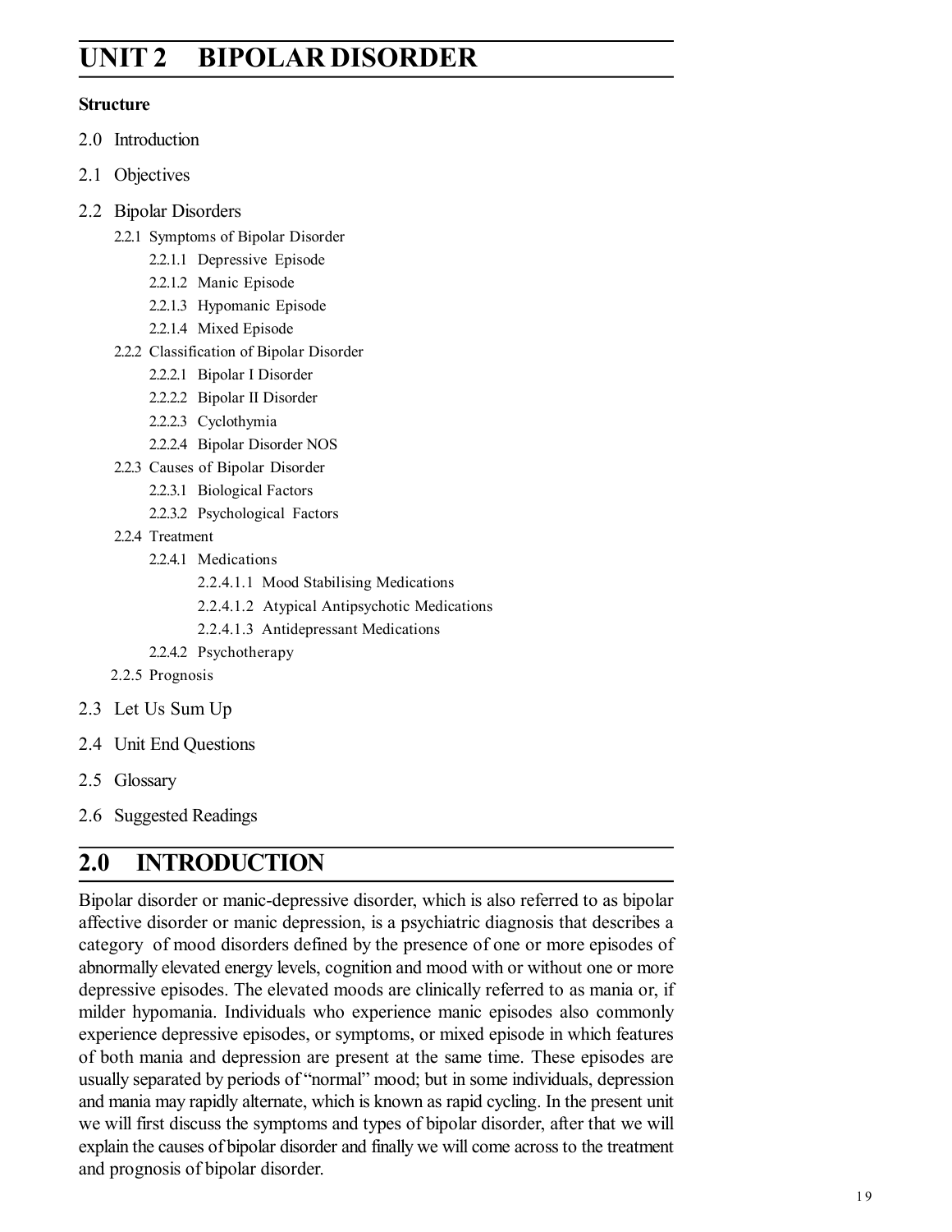# UNIT 2 BIPOLAR DISORDER

**Structure**

2.0 Introduction

2.1 Objectives

2.2 Bipolar Disorders

- 2.2.1 Symptoms of Bipolar Disorder
  - 2.2.1.1 Depressive Episode
  - 2.2.1.2 Manic Episode
  - 2.2.1.3 Hypomanic Episode
  - 2.2.1.4 Mixed Episode
- 2.2.2 Classification of Bipolar Disorder
  - 2.2.2.1 Bipolar I Disorder
  - 2.2.2.2 Bipolar II Disorder
  - 2.2.2.3 Cyclothymia
  - 2.2.2.4 Bipolar Disorder NOS
- 2.2.3 Causes of Bipolar Disorder
  - 2.2.3.1 Biological Factors
  - 2.2.3.2 Psychological Factors
- 2.2.4 Treatment
  - 2.2.4.1 Medications
    - 2.2.4.1.1 Mood Stabilising Medications
    - 2.2.4.1.2 Atypical Antipsychotic Medications
    - 2.2.4.1.3 Antidepressant Medications
  - 2.2.4.2 Psychotherapy
- 2.2.5 Prognosis

2.3 Let Us Sum Up

2.4 Unit End Questions

2.5 Glossary

2.6 Suggested Readings

## 2.0 INTRODUCTION

Bipolar disorder or manic-depressive disorder, which is also referred to as bipolar affective disorder or manic depression, is a psychiatric diagnosis that describes a category of mood disorders defined by the presence of one or more episodes of abnormally elevated energy levels, cognition and mood with or without one or more depressive episodes. The elevated moods are clinically referred to as mania or, if milder hypomania. Individuals who experience manic episodes also commonly experience depressive episodes, or symptoms, or mixed episode in which features of both mania and depression are present at the same time. These episodes are usually separated by periods of "normal" mood; but in some individuals, depression and mania may rapidly alternate, which is known as rapid cycling. In the present unit we will first discuss the symptoms and types of bipolar disorder, after that we will explain the causes of bipolar disorder and finally we will come across to the treatment and prognosis of bipolar disorder.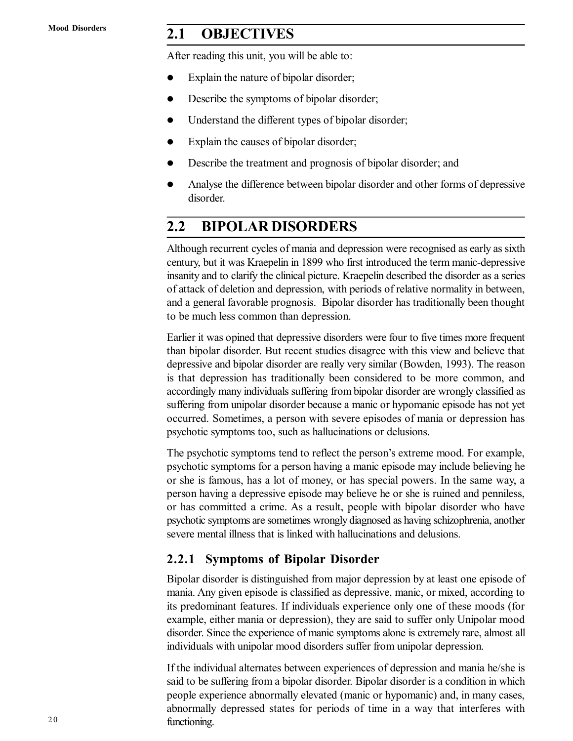## 2.1 OBJECTIVES

After reading this unit, you will be able to:

- Explain the nature of bipolar disorder;
- Describe the symptoms of bipolar disorder;
- Understand the different types of bipolar disorder;
- Explain the causes of bipolar disorder;
- Describe the treatment and prognosis of bipolar disorder; and
- Analyse the difference between bipolar disorder and other forms of depressive disorder.

## 2.2 BIPOLAR DISORDERS

Although recurrent cycles of mania and depression were recognised as early as sixth century, but it was Kraepelin in 1899 who first introduced the term manic-depressive insanity and to clarify the clinical picture. Kraepelin described the disorder as a series of attack of deletion and depression, with periods of relative normality in between, and a general favorable prognosis. Bipolar disorder has traditionally been thought to be much less common than depression.

Earlier it was opined that depressive disorders were four to five times more frequent than bipolar disorder. But recent studies disagree with this view and believe that depressive and bipolar disorder are really very similar (Bowden, 1993). The reason is that depression has traditionally been considered to be more common, and accordingly many individuals suffering from bipolar disorder are wrongly classified as suffering from unipolar disorder because a manic or hypomanic episode has not yet occurred. Sometimes, a person with severe episodes of mania or depression has psychotic symptoms too, such as hallucinations or delusions.

The psychotic symptoms tend to reflect the person's extreme mood. For example, psychotic symptoms for a person having a manic episode may include believing he or she is famous, has a lot of money, or has special powers. In the same way, a person having a depressive episode may believe he or she is ruined and penniless, or has committed a crime. As a result, people with bipolar disorder who have psychotic symptoms are sometimes wrongly diagnosed as having schizophrenia, another severe mental illness that is linked with hallucinations and delusions.

### 2.2.1 Symptoms of Bipolar Disorder

Bipolar disorder is distinguished from major depression by at least one episode of mania. Any given episode is classified as depressive, manic, or mixed, according to its predominant features. If individuals experience only one of these moods (for example, either mania or depression), they are said to suffer only Unipolar mood disorder. Since the experience of manic symptoms alone is extremely rare, almost all individuals with unipolar mood disorders suffer from unipolar depression.

If the individual alternates between experiences of depression and mania he/she is said to be suffering from a bipolar disorder. Bipolar disorder is a condition in which people experience abnormally elevated (manic or hypomanic) and, in many cases, abnormally depressed states for periods of time in a way that interferes with functioning.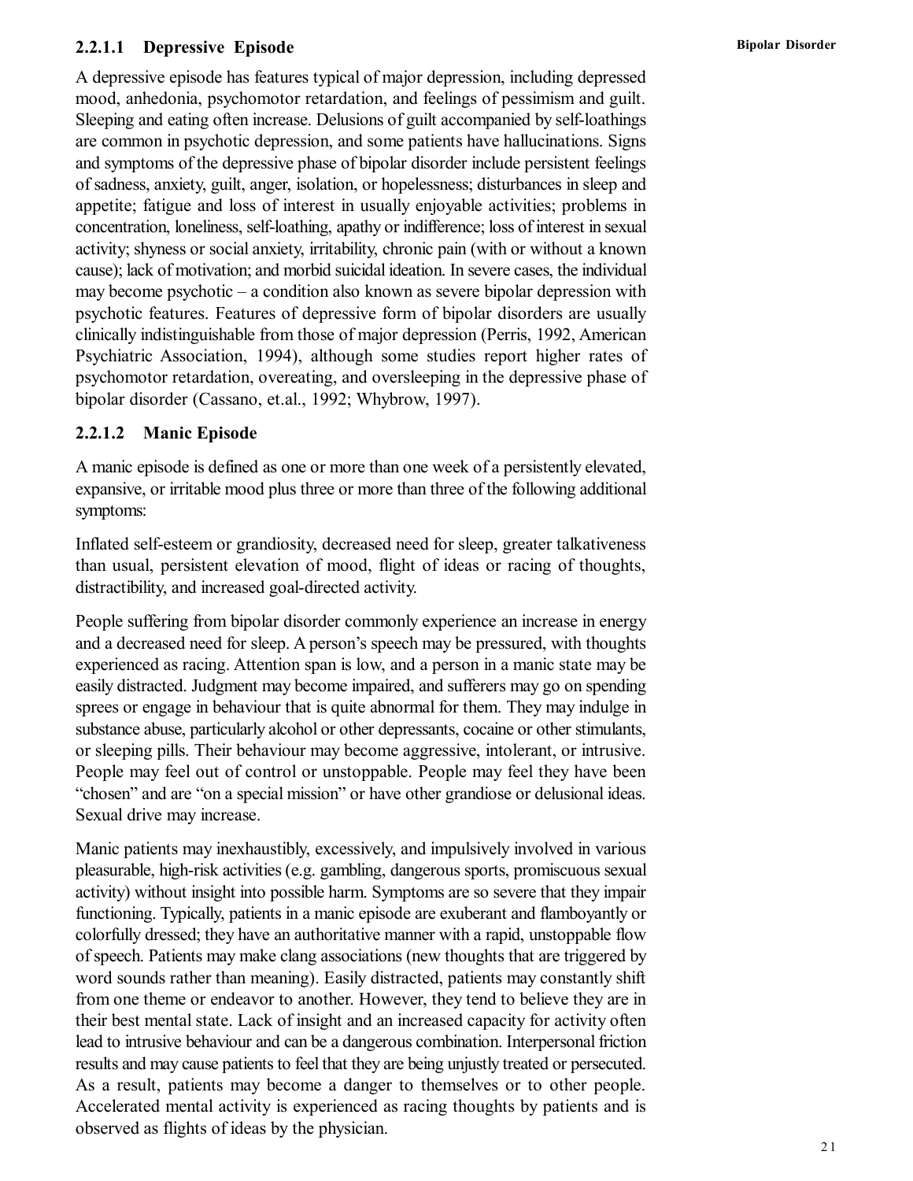#### 2.2.1.1 Depressive Episode

A depressive episode has features typical of major depression, including depressed mood, anhedonia, psychomotor retardation, and feelings of pessimism and guilt. Sleeping and eating often increase. Delusions of guilt accompanied by self-loathings are common in psychotic depression, and some patients have hallucinations. Signs and symptoms of the depressive phase of bipolar disorder include persistent feelings of sadness, anxiety, guilt, anger, isolation, or hopelessness; disturbances in sleep and appetite; fatigue and loss of interest in usually enjoyable activities; problems in concentration, loneliness, self-loathing, apathy or indifference; loss of interest in sexual activity; shyness or social anxiety, irritability, chronic pain (with or without a known cause); lack of motivation; and morbid suicidal ideation. In severe cases, the individual may become psychotic – a condition also known as severe bipolar depression with psychotic features. Features of depressive form of bipolar disorders are usually clinically indistinguishable from those of major depression (Perris, 1992, American Psychiatric Association, 1994), although some studies report higher rates of psychomotor retardation, overeating, and oversleeping in the depressive phase of bipolar disorder (Cassano, et.al., 1992; Whybrow, 1997).

#### 2.2.1.2 Manic Episode

A manic episode is defined as one or more than one week of a persistently elevated, expansive, or irritable mood plus three or more than three of the following additional symptoms:

Inflated self-esteem or grandiosity, decreased need for sleep, greater talkativeness than usual, persistent elevation of mood, flight of ideas or racing of thoughts, distractibility, and increased goal-directed activity.

People suffering from bipolar disorder commonly experience an increase in energy and a decreased need for sleep. A person's speech may be pressured, with thoughts experienced as racing. Attention span is low, and a person in a manic state may be easily distracted. Judgment may become impaired, and sufferers may go on spending sprees or engage in behaviour that is quite abnormal for them. They may indulge in substance abuse, particularly alcohol or other depressants, cocaine or other stimulants, or sleeping pills. Their behaviour may become aggressive, intolerant, or intrusive. People may feel out of control or unstoppable. People may feel they have been "chosen" and are "on a special mission" or have other grandiose or delusional ideas. Sexual drive may increase.

Manic patients may inexhaustibly, excessively, and impulsively involved in various pleasurable, high-risk activities (e.g. gambling, dangerous sports, promiscuous sexual activity) without insight into possible harm. Symptoms are so severe that they impair functioning. Typically, patients in a manic episode are exuberant and flamboyantly or colorfully dressed; they have an authoritative manner with a rapid, unstoppable flow of speech. Patients may make clang associations (new thoughts that are triggered by word sounds rather than meaning). Easily distracted, patients may constantly shift from one theme or endeavor to another. However, they tend to believe they are in their best mental state. Lack of insight and an increased capacity for activity often lead to intrusive behaviour and can be a dangerous combination. Interpersonal friction results and may cause patients to feel that they are being unjustly treated or persecuted. As a result, patients may become a danger to themselves or to other people. Accelerated mental activity is experienced as racing thoughts by patients and is observed as flights of ideas by the physician.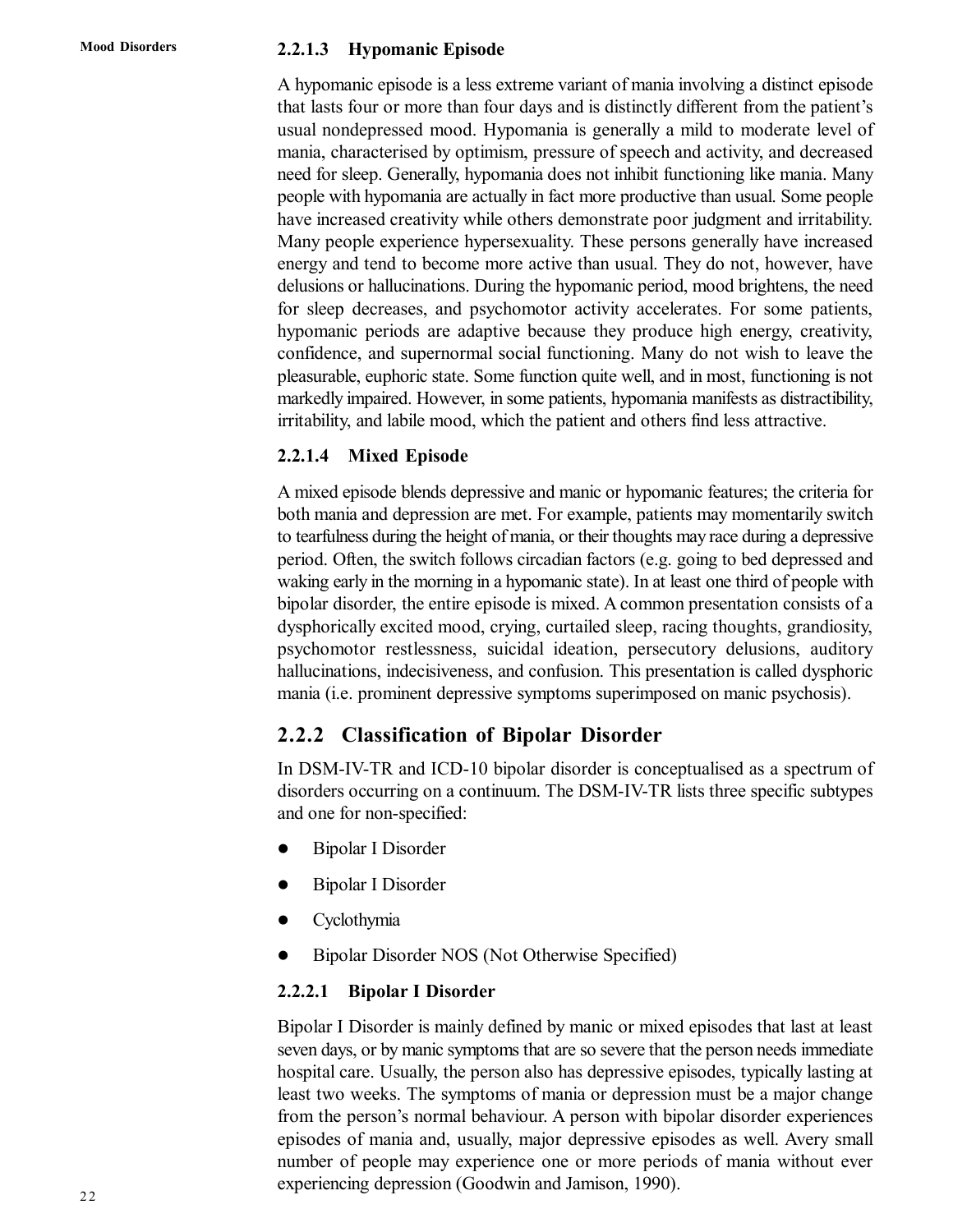#### 2.2.1.3 Hypomanic Episode

A hypomanic episode is a less extreme variant of mania involving a distinct episode that lasts four or more than four days and is distinctly different from the patient's usual nondepressed mood. Hypomania is generally a mild to moderate level of mania, characterised by optimism, pressure of speech and activity, and decreased need for sleep. Generally, hypomania does not inhibit functioning like mania. Many people with hypomania are actually in fact more productive than usual. Some people have increased creativity while others demonstrate poor judgment and irritability. Many people experience hypersexuality. These persons generally have increased energy and tend to become more active than usual. They do not, however, have delusions or hallucinations. During the hypomanic period, mood brightens, the need for sleep decreases, and psychomotor activity accelerates. For some patients, hypomanic periods are adaptive because they produce high energy, creativity, confidence, and supernormal social functioning. Many do not wish to leave the pleasurable, euphoric state. Some function quite well, and in most, functioning is not markedly impaired. However, in some patients, hypomania manifests as distractibility, irritability, and labile mood, which the patient and others find less attractive.

#### 2.2.1.4 Mixed Episode

A mixed episode blends depressive and manic or hypomanic features; the criteria for both mania and depression are met. For example, patients may momentarily switch to tearfulness during the height of mania, or their thoughts may race during a depressive period. Often, the switch follows circadian factors (e.g. going to bed depressed and waking early in the morning in a hypomanic state). In at least one third of people with bipolar disorder, the entire episode is mixed. A common presentation consists of a dysphorically excited mood, crying, curtailed sleep, racing thoughts, grandiosity, psychomotor restlessness, suicidal ideation, persecutory delusions, auditory hallucinations, indecisiveness, and confusion. This presentation is called dysphoric mania (i.e. prominent depressive symptoms superimposed on manic psychosis).

### 2.2.2 Classification of Bipolar Disorder

In DSM-IV-TR and ICD-10 bipolar disorder is conceptualised as a spectrum of disorders occurring on a continuum. The DSM-IV-TR lists three specific subtypes and one for non-specified:

- Bipolar I Disorder
- Bipolar I Disorder
- Cyclothymia
- Bipolar Disorder NOS (Not Otherwise Specified)

#### 2.2.2.1 Bipolar I Disorder

Bipolar I Disorder is mainly defined by manic or mixed episodes that last at least seven days, or by manic symptoms that are so severe that the person needs immediate hospital care. Usually, the person also has depressive episodes, typically lasting at least two weeks. The symptoms of mania or depression must be a major change from the person's normal behaviour. A person with bipolar disorder experiences episodes of mania and, usually, major depressive episodes as well. Avery small number of people may experience one or more periods of mania without ever experiencing depression (Goodwin and Jamison, 1990).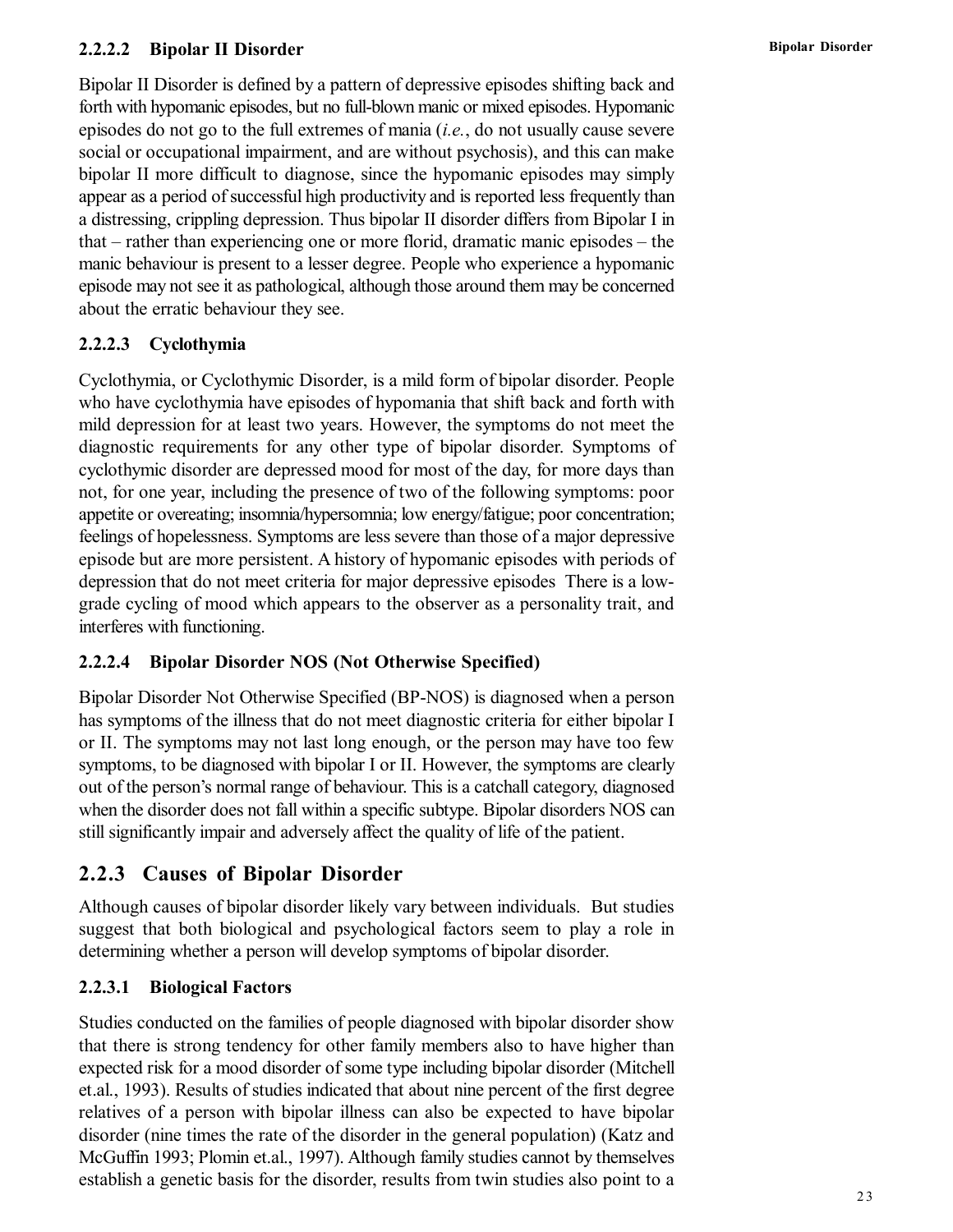#### 2.2.2.2 Bipolar II Disorder

Bipolar II Disorder is defined by a pattern of depressive episodes shifting back and forth with hypomanic episodes, but no full-blown manic or mixed episodes. Hypomanic episodes do not go to the full extremes of mania (*i.e.*, do not usually cause severe social or occupational impairment, and are without psychosis), and this can make bipolar II more difficult to diagnose, since the hypomanic episodes may simply appear as a period of successful high productivity and is reported less frequently than a distressing, crippling depression. Thus bipolar II disorder differs from Bipolar I in that – rather than experiencing one or more florid, dramatic manic episodes – the manic behaviour is present to a lesser degree. People who experience a hypomanic episode may not see it as pathological, although those around them may be concerned about the erratic behaviour they see.

#### 2.2.2.3 Cyclothymia

Cyclothymia, or Cyclothymic Disorder, is a mild form of bipolar disorder. People who have cyclothymia have episodes of hypomania that shift back and forth with mild depression for at least two years. However, the symptoms do not meet the diagnostic requirements for any other type of bipolar disorder. Symptoms of cyclothymic disorder are depressed mood for most of the day, for more days than not, for one year, including the presence of two of the following symptoms: poor appetite or overeating; insomnia/hypersomnia; low energy/fatigue; poor concentration; feelings of hopelessness. Symptoms are less severe than those of a major depressive episode but are more persistent. A history of hypomanic episodes with periods of depression that do not meet criteria for major depressive episodes There is a low-grade cycling of mood which appears to the observer as a personality trait, and interferes with functioning.

#### 2.2.2.4 Bipolar Disorder NOS (Not Otherwise Specified)

Bipolar Disorder Not Otherwise Specified (BP-NOS) is diagnosed when a person has symptoms of the illness that do not meet diagnostic criteria for either bipolar I or II. The symptoms may not last long enough, or the person may have too few symptoms, to be diagnosed with bipolar I or II. However, the symptoms are clearly out of the person's normal range of behaviour. This is a catchall category, diagnosed when the disorder does not fall within a specific subtype. Bipolar disorders NOS can still significantly impair and adversely affect the quality of life of the patient.

### 2.2.3 Causes of Bipolar Disorder

Although causes of bipolar disorder likely vary between individuals. But studies suggest that both biological and psychological factors seem to play a role in determining whether a person will develop symptoms of bipolar disorder.

#### 2.2.3.1 Biological Factors

Studies conducted on the families of people diagnosed with bipolar disorder show that there is strong tendency for other family members also to have higher than expected risk for a mood disorder of some type including bipolar disorder (Mitchell et.al., 1993). Results of studies indicated that about nine percent of the first degree relatives of a person with bipolar illness can also be expected to have bipolar disorder (nine times the rate of the disorder in the general population) (Katz and McGuffin 1993; Plomin et.al., 1997). Although family studies cannot by themselves establish a genetic basis for the disorder, results from twin studies also point to a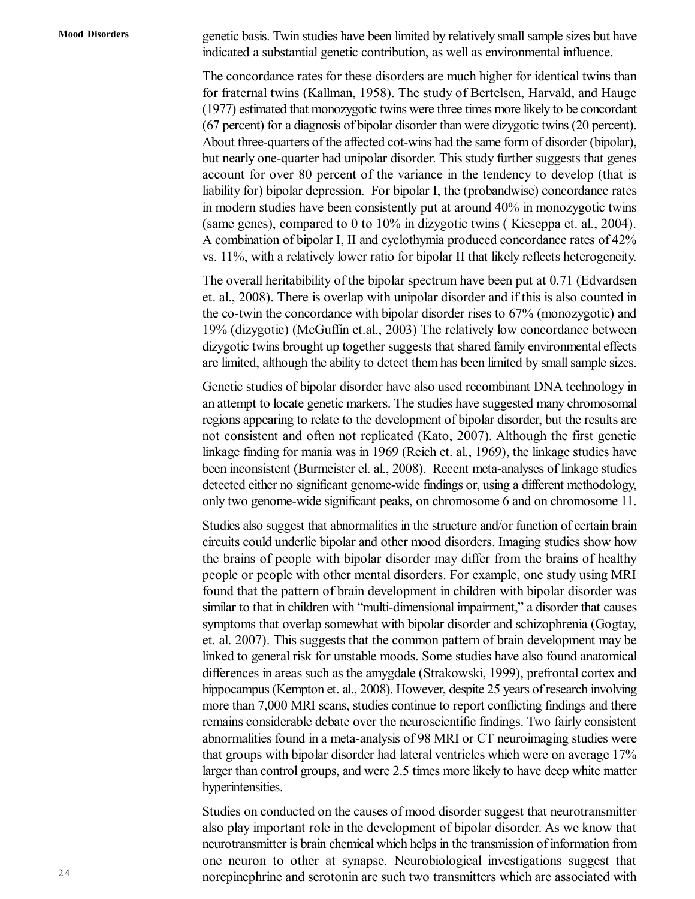genetic basis. Twin studies have been limited by relatively small sample sizes but have indicated a substantial genetic contribution, as well as environmental influence.

The concordance rates for these disorders are much higher for identical twins than for fraternal twins (Kallman, 1958). The study of Bertelsen, Harvald, and Hauge (1977) estimated that monozygotic twins were three times more likely to be concordant (67 percent) for a diagnosis of bipolar disorder than were dizygotic twins (20 percent). About three-quarters of the affected cot-wins had the same form of disorder (bipolar), but nearly one-quarter had unipolar disorder. This study further suggests that genes account for over 80 percent of the variance in the tendency to develop (that is liability for) bipolar depression. For bipolar I, the (probandwise) concordance rates in modern studies have been consistently put at around 40% in monozygotic twins (same genes), compared to 0 to 10% in dizygotic twins ( Kieseppa et. al., 2004). A combination of bipolar I, II and cyclothymia produced concordance rates of 42% vs. 11%, with a relatively lower ratio for bipolar II that likely reflects heterogeneity.

The overall heritability of the bipolar spectrum have been put at 0.71 (Edvardsen et. al., 2008). There is overlap with unipolar disorder and if this is also counted in the co-twin the concordance with bipolar disorder rises to 67% (monozygotic) and 19% (dizygotic) (McGuffin et.al., 2003) The relatively low concordance between dizygotic twins brought up together suggests that shared family environmental effects are limited, although the ability to detect them has been limited by small sample sizes.

Genetic studies of bipolar disorder have also used recombinant DNA technology in an attempt to locate genetic markers. The studies have suggested many chromosomal regions appearing to relate to the development of bipolar disorder, but the results are not consistent and often not replicated (Kato, 2007). Although the first genetic linkage finding for mania was in 1969 (Reich et. al., 1969), the linkage studies have been inconsistent (Burmeister el. al., 2008). Recent meta-analyses of linkage studies detected either no significant genome-wide findings or, using a different methodology, only two genome-wide significant peaks, on chromosome 6 and on chromosome 11.

Studies also suggest that abnormalities in the structure and/or function of certain brain circuits could underlie bipolar and other mood disorders. Imaging studies show how the brains of people with bipolar disorder may differ from the brains of healthy people or people with other mental disorders. For example, one study using MRI found that the pattern of brain development in children with bipolar disorder was similar to that in children with "multi-dimensional impairment," a disorder that causes symptoms that overlap somewhat with bipolar disorder and schizophrenia (Gogtay, et. al. 2007). This suggests that the common pattern of brain development may be linked to general risk for unstable moods. Some studies have also found anatomical differences in areas such as the amygdale (Strakowski, 1999), prefrontal cortex and hippocampus (Kempton et. al., 2008). However, despite 25 years of research involving more than 7,000 MRI scans, studies continue to report conflicting findings and there remains considerable debate over the neuroscientific findings. Two fairly consistent abnormalities found in a meta-analysis of 98 MRI or CT neuroimaging studies were that groups with bipolar disorder had lateral ventricles which were on average 17% larger than control groups, and were 2.5 times more likely to have deep white matter hyperintensities.

Studies on conducted on the causes of mood disorder suggest that neurotransmitter also play important role in the development of bipolar disorder. As we know that neurotransmitter is brain chemical which helps in the transmission of information from one neuron to other at synapse. Neurobiological investigations suggest that norepinephrine and serotonin are such two transmitters which are associated with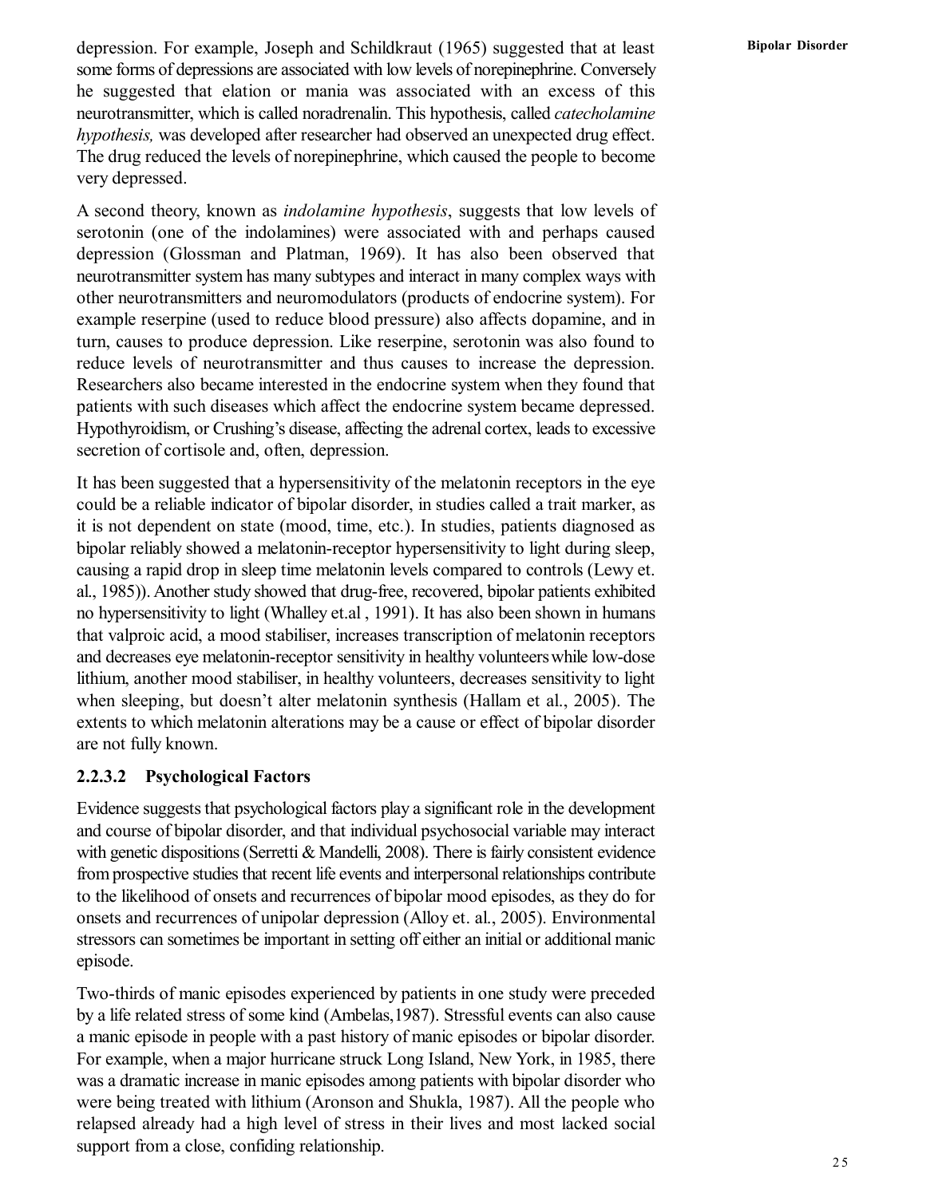depression. For example, Joseph and Schildkraut (1965) suggested that at least some forms of depressions are associated with low levels of norepinephrine. Conversely he suggested that elation or mania was associated with an excess of this neurotransmitter, which is called noradrenalin. This hypothesis, called *catecholamine hypothesis,* was developed after researcher had observed an unexpected drug effect. The drug reduced the levels of norepinephrine, which caused the people to become very depressed.

A second theory, known as *indolamine hypothesis*, suggests that low levels of serotonin (one of the indolamines) were associated with and perhaps caused depression (Glossman and Platman, 1969). It has also been observed that neurotransmitter system has many subtypes and interact in many complex ways with other neurotransmitters and neuromodulators (products of endocrine system). For example reserpine (used to reduce blood pressure) also affects dopamine, and in turn, causes to produce depression. Like reserpine, serotonin was also found to reduce levels of neurotransmitter and thus causes to increase the depression. Researchers also became interested in the endocrine system when they found that patients with such diseases which affect the endocrine system became depressed. Hypothyroidism, or Crushing's disease, affecting the adrenal cortex, leads to excessive secretion of cortisole and, often, depression.

It has been suggested that a hypersensitivity of the melatonin receptors in the eye could be a reliable indicator of bipolar disorder, in studies called a trait marker, as it is not dependent on state (mood, time, etc.). In studies, patients diagnosed as bipolar reliably showed a melatonin-receptor hypersensitivity to light during sleep, causing a rapid drop in sleep time melatonin levels compared to controls (Lewy et. al., 1985)). Another study showed that drug-free, recovered, bipolar patients exhibited no hypersensitivity to light (Whalley et.al , 1991). It has also been shown in humans that valproic acid, a mood stabiliser, increases transcription of melatonin receptors and decreases eye melatonin-receptor sensitivity in healthy volunteers while low-dose lithium, another mood stabiliser, in healthy volunteers, decreases sensitivity to light when sleeping, but doesn't alter melatonin synthesis (Hallam et al., 2005). The extents to which melatonin alterations may be a cause or effect of bipolar disorder are not fully known.

### 2.2.3.2 Psychological Factors

Evidence suggests that psychological factors play a significant role in the development and course of bipolar disorder, and that individual psychosocial variable may interact with genetic dispositions (Serretti & Mandelli, 2008). There is fairly consistent evidence from prospective studies that recent life events and interpersonal relationships contribute to the likelihood of onsets and recurrences of bipolar mood episodes, as they do for onsets and recurrences of unipolar depression (Alloy et. al., 2005). Environmental stressors can sometimes be important in setting off either an initial or additional manic episode.

Two-thirds of manic episodes experienced by patients in one study were preceded by a life related stress of some kind (Ambelas,1987). Stressful events can also cause a manic episode in people with a past history of manic episodes or bipolar disorder. For example, when a major hurricane struck Long Island, New York, in 1985, there was a dramatic increase in manic episodes among patients with bipolar disorder who were being treated with lithium (Aronson and Shukla, 1987). All the people who relapsed already had a high level of stress in their lives and most lacked social support from a close, confiding relationship.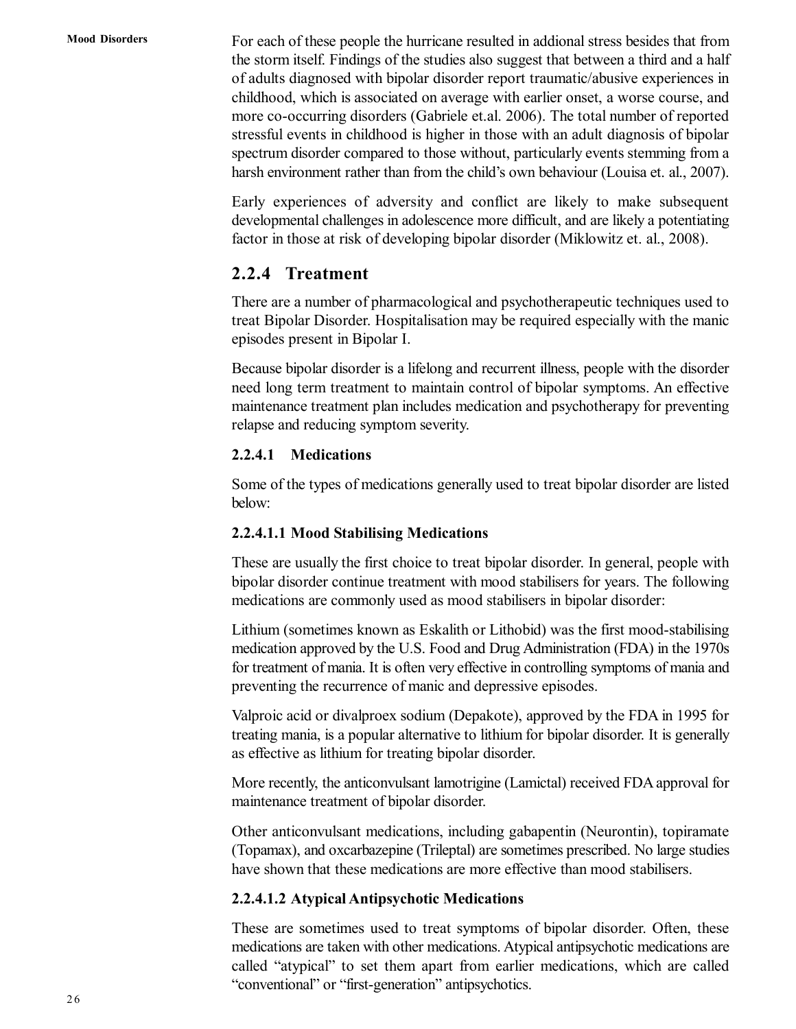For each of these people the hurricane resulted in addional stress besides that from the storm itself. Findings of the studies also suggest that between a third and a half of adults diagnosed with bipolar disorder report traumatic/abusive experiences in childhood, which is associated on average with earlier onset, a worse course, and more co-occurring disorders (Gabriele et.al. 2006). The total number of reported stressful events in childhood is higher in those with an adult diagnosis of bipolar spectrum disorder compared to those without, particularly events stemming from a harsh environment rather than from the child's own behaviour (Louisa et. al., 2007).

Early experiences of adversity and conflict are likely to make subsequent developmental challenges in adolescence more difficult, and are likely a potentiating factor in those at risk of developing bipolar disorder (Miklowitz et. al., 2008).

## 2.2.4 Treatment

There are a number of pharmacological and psychotherapeutic techniques used to treat Bipolar Disorder. Hospitalisation may be required especially with the manic episodes present in Bipolar I.

Because bipolar disorder is a lifelong and recurrent illness, people with the disorder need long term treatment to maintain control of bipolar symptoms. An effective maintenance treatment plan includes medication and psychotherapy for preventing relapse and reducing symptom severity.

### 2.2.4.1 Medications

Some of the types of medications generally used to treat bipolar disorder are listed below:

#### 2.2.4.1.1 Mood Stabilising Medications

These are usually the first choice to treat bipolar disorder. In general, people with bipolar disorder continue treatment with mood stabilisers for years. The following medications are commonly used as mood stabilisers in bipolar disorder:

Lithium (sometimes known as Eskalith or Lithobid) was the first mood-stabilising medication approved by the U.S. Food and Drug Administration (FDA) in the 1970s for treatment of mania. It is often very effective in controlling symptoms of mania and preventing the recurrence of manic and depressive episodes.

Valproic acid or divalproex sodium (Depakote), approved by the FDA in 1995 for treating mania, is a popular alternative to lithium for bipolar disorder. It is generally as effective as lithium for treating bipolar disorder.

More recently, the anticonvulsant lamotrigine (Lamictal) received FDA approval for maintenance treatment of bipolar disorder.

Other anticonvulsant medications, including gabapentin (Neurontin), topiramate (Topamax), and oxcarbazepine (Trileptal) are sometimes prescribed. No large studies have shown that these medications are more effective than mood stabilisers.

#### 2.2.4.1.2 Atypical Antipsychotic Medications

These are sometimes used to treat symptoms of bipolar disorder. Often, these medications are taken with other medications. Atypical antipsychotic medications are called "atypical" to set them apart from earlier medications, which are called "conventional" or "first-generation" antipsychotics.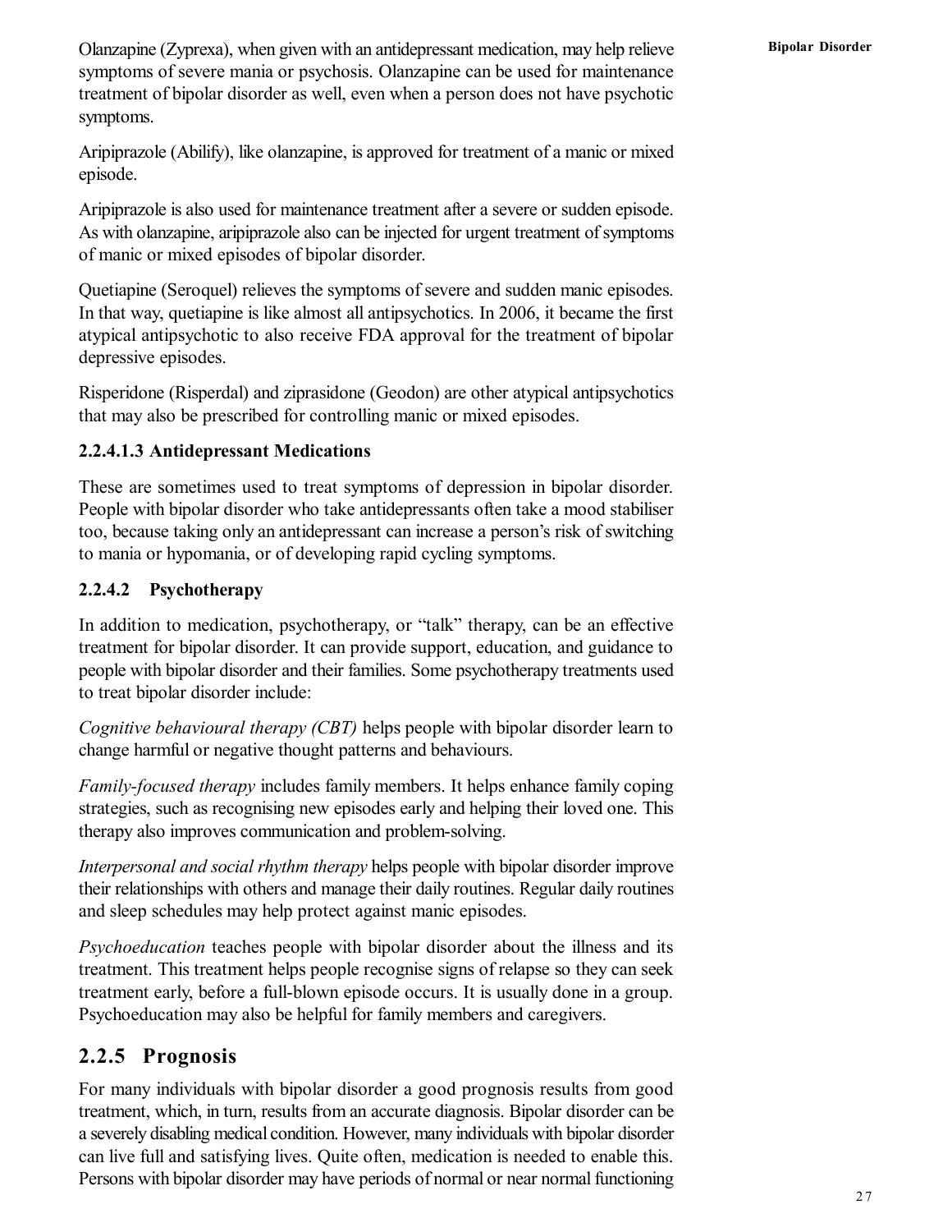Olanzapine (Zyprexa), when given with an antidepressant medication, may help relieve symptoms of severe mania or psychosis. Olanzapine can be used for maintenance treatment of bipolar disorder as well, even when a person does not have psychotic symptoms.

Aripiprazole (Abilify), like olanzapine, is approved for treatment of a manic or mixed episode.

Aripiprazole is also used for maintenance treatment after a severe or sudden episode. As with olanzapine, aripiprazole also can be injected for urgent treatment of symptoms of manic or mixed episodes of bipolar disorder.

Quetiapine (Seroquel) relieves the symptoms of severe and sudden manic episodes. In that way, quetiapine is like almost all antipsychotics. In 2006, it became the first atypical antipsychotic to also receive FDA approval for the treatment of bipolar depressive episodes.

Risperidone (Risperdal) and ziprasidone (Geodon) are other atypical antipsychotics that may also be prescribed for controlling manic or mixed episodes.

#### 2.2.4.1.3 Antidepressant Medications

These are sometimes used to treat symptoms of depression in bipolar disorder. People with bipolar disorder who take antidepressants often take a mood stabiliser too, because taking only an antidepressant can increase a person's risk of switching to mania or hypomania, or of developing rapid cycling symptoms.

### 2.2.4.2 Psychotherapy

In addition to medication, psychotherapy, or "talk" therapy, can be an effective treatment for bipolar disorder. It can provide support, education, and guidance to people with bipolar disorder and their families. Some psychotherapy treatments used to treat bipolar disorder include:

*Cognitive behavioural therapy (CBT)* helps people with bipolar disorder learn to change harmful or negative thought patterns and behaviours.

*Family-focused therapy* includes family members. It helps enhance family coping strategies, such as recognising new episodes early and helping their loved one. This therapy also improves communication and problem-solving.

*Interpersonal and social rhythm therapy* helps people with bipolar disorder improve their relationships with others and manage their daily routines. Regular daily routines and sleep schedules may help protect against manic episodes.

*Psychoeducation* teaches people with bipolar disorder about the illness and its treatment. This treatment helps people recognise signs of relapse so they can seek treatment early, before a full-blown episode occurs. It is usually done in a group. Psychoeducation may also be helpful for family members and caregivers.

## 2.2.5 Prognosis

For many individuals with bipolar disorder a good prognosis results from good treatment, which, in turn, results from an accurate diagnosis. Bipolar disorder can be a severely disabling medical condition. However, many individuals with bipolar disorder can live full and satisfying lives. Quite often, medication is needed to enable this. Persons with bipolar disorder may have periods of normal or near normal functioning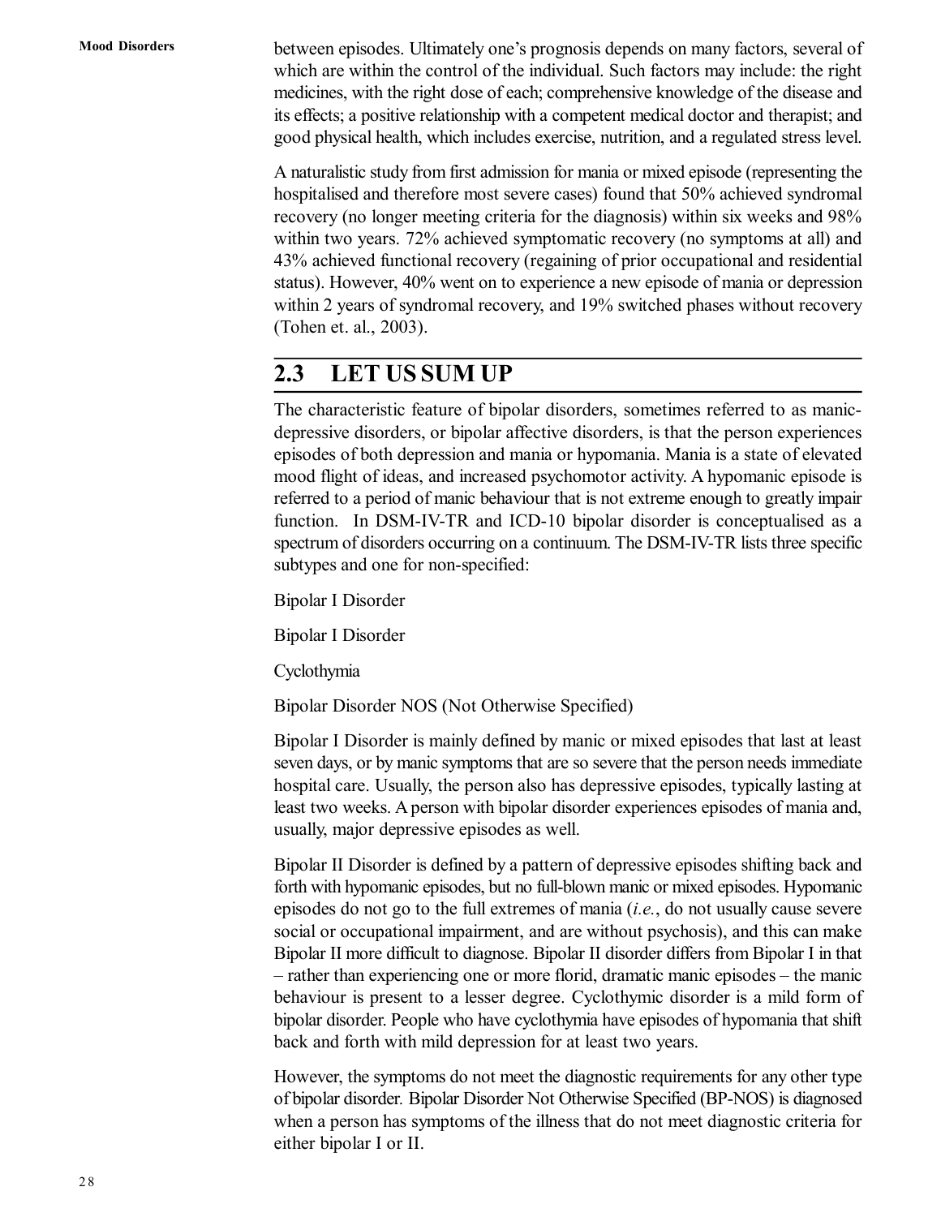between episodes. Ultimately one's prognosis depends on many factors, several of which are within the control of the individual. Such factors may include: the right medicines, with the right dose of each; comprehensive knowledge of the disease and its effects; a positive relationship with a competent medical doctor and therapist; and good physical health, which includes exercise, nutrition, and a regulated stress level.

A naturalistic study from first admission for mania or mixed episode (representing the hospitalised and therefore most severe cases) found that 50% achieved syndromal recovery (no longer meeting criteria for the diagnosis) within six weeks and 98% within two years. 72% achieved symptomatic recovery (no symptoms at all) and 43% achieved functional recovery (regaining of prior occupational and residential status). However, 40% went on to experience a new episode of mania or depression within 2 years of syndromal recovery, and 19% switched phases without recovery (Tohen et. al., 2003).

## 2.3 LET US SUM UP

The characteristic feature of bipolar disorders, sometimes referred to as manic-depressive disorders, or bipolar affective disorders, is that the person experiences episodes of both depression and mania or hypomania. Mania is a state of elevated mood flight of ideas, and increased psychomotor activity. A hypomanic episode is referred to a period of manic behaviour that is not extreme enough to greatly impair function. In DSM-IV-TR and ICD-10 bipolar disorder is conceptualised as a spectrum of disorders occurring on a continuum. The DSM-IV-TR lists three specific subtypes and one for non-specified:

Bipolar I Disorder

Bipolar I Disorder

Cyclothymia

Bipolar Disorder NOS (Not Otherwise Specified)

Bipolar I Disorder is mainly defined by manic or mixed episodes that last at least seven days, or by manic symptoms that are so severe that the person needs immediate hospital care. Usually, the person also has depressive episodes, typically lasting at least two weeks. A person with bipolar disorder experiences episodes of mania and, usually, major depressive episodes as well.

Bipolar II Disorder is defined by a pattern of depressive episodes shifting back and forth with hypomanic episodes, but no full-blown manic or mixed episodes. Hypomanic episodes do not go to the full extremes of mania (*i.e.*, do not usually cause severe social or occupational impairment, and are without psychosis), and this can make Bipolar II more difficult to diagnose. Bipolar II disorder differs from Bipolar I in that – rather than experiencing one or more florid, dramatic manic episodes – the manic behaviour is present to a lesser degree. Cyclothymic disorder is a mild form of bipolar disorder. People who have cyclothymia have episodes of hypomania that shift back and forth with mild depression for at least two years.

However, the symptoms do not meet the diagnostic requirements for any other type of bipolar disorder. Bipolar Disorder Not Otherwise Specified (BP-NOS) is diagnosed when a person has symptoms of the illness that do not meet diagnostic criteria for either bipolar I or II.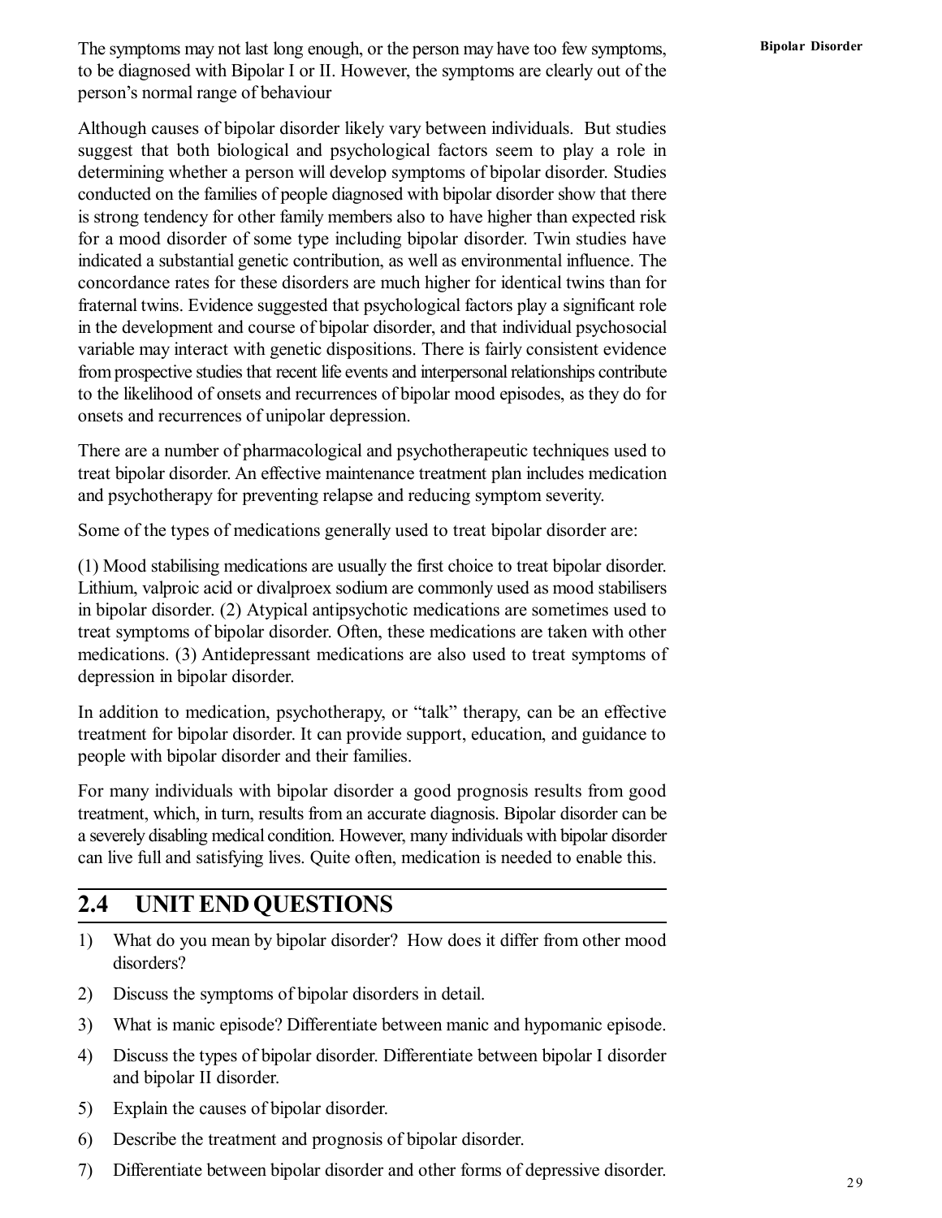The symptoms may not last long enough, or the person may have too few symptoms, to be diagnosed with Bipolar I or II. However, the symptoms are clearly out of the person's normal range of behaviour

Although causes of bipolar disorder likely vary between individuals. But studies suggest that both biological and psychological factors seem to play a role in determining whether a person will develop symptoms of bipolar disorder. Studies conducted on the families of people diagnosed with bipolar disorder show that there is strong tendency for other family members also to have higher than expected risk for a mood disorder of some type including bipolar disorder. Twin studies have indicated a substantial genetic contribution, as well as environmental influence. The concordance rates for these disorders are much higher for identical twins than for fraternal twins. Evidence suggested that psychological factors play a significant role in the development and course of bipolar disorder, and that individual psychosocial variable may interact with genetic dispositions. There is fairly consistent evidence from prospective studies that recent life events and interpersonal relationships contribute to the likelihood of onsets and recurrences of bipolar mood episodes, as they do for onsets and recurrences of unipolar depression.

There are a number of pharmacological and psychotherapeutic techniques used to treat bipolar disorder. An effective maintenance treatment plan includes medication and psychotherapy for preventing relapse and reducing symptom severity.

Some of the types of medications generally used to treat bipolar disorder are:

(1) Mood stabilising medications are usually the first choice to treat bipolar disorder. Lithium, valproic acid or divalproex sodium are commonly used as mood stabilisers in bipolar disorder. (2) Atypical antipsychotic medications are sometimes used to treat symptoms of bipolar disorder. Often, these medications are taken with other medications. (3) Antidepressant medications are also used to treat symptoms of depression in bipolar disorder.

In addition to medication, psychotherapy, or "talk" therapy, can be an effective treatment for bipolar disorder. It can provide support, education, and guidance to people with bipolar disorder and their families.

For many individuals with bipolar disorder a good prognosis results from good treatment, which, in turn, results from an accurate diagnosis. Bipolar disorder can be a severely disabling medical condition. However, many individuals with bipolar disorder can live full and satisfying lives. Quite often, medication is needed to enable this.

## 2.4 UNIT END QUESTIONS

1) What do you mean by bipolar disorder? How does it differ from other mood disorders?
2) Discuss the symptoms of bipolar disorders in detail.
3) What is manic episode? Differentiate between manic and hypomanic episode.
4) Discuss the types of bipolar disorder. Differentiate between bipolar I disorder and bipolar II disorder.
5) Explain the causes of bipolar disorder.
6) Describe the treatment and prognosis of bipolar disorder.
7) Differentiate between bipolar disorder and other forms of depressive disorder.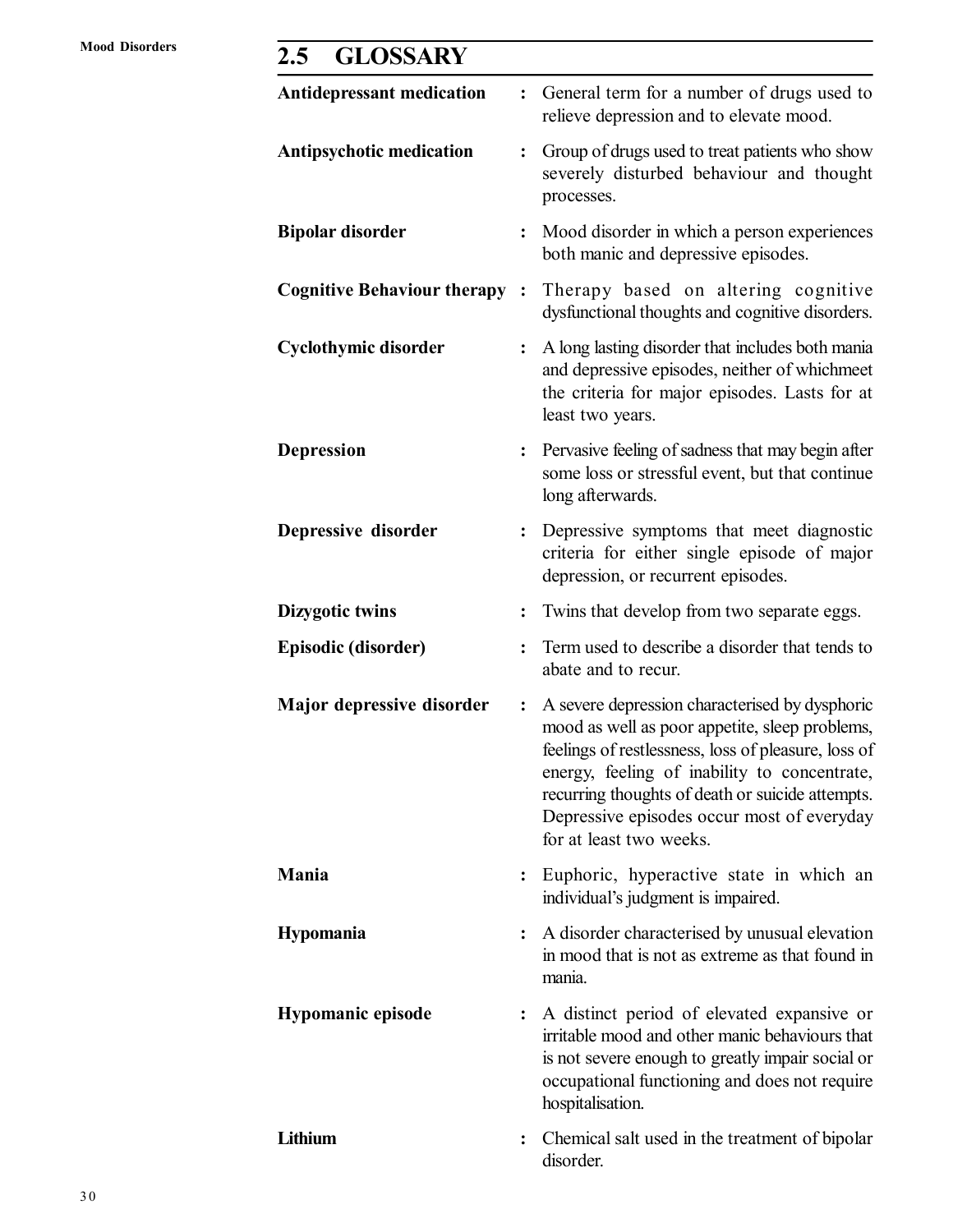## 2.5 GLOSSARY

**Antidepressant medication** : General term for a number of drugs used to relieve depression and to elevate mood.

**Antipsychotic medication** : Group of drugs used to treat patients who show severely disturbed behaviour and thought processes.

**Bipolar disorder** : Mood disorder in which a person experiences both manic and depressive episodes.

**Cognitive Behaviour therapy** : Therapy based on altering cognitive dysfunctional thoughts and cognitive disorders.

**Cyclothymic disorder** : A long lasting disorder that includes both mania and depressive episodes, neither of whichmeet the criteria for major episodes. Lasts for at least two years.

**Depression** : Pervasive feeling of sadness that may begin after some loss or stressful event, but that continue long afterwards.

**Depressive disorder** : Depressive symptoms that meet diagnostic criteria for either single episode of major depression, or recurrent episodes.

**Dizygotic twins** : Twins that develop from two separate eggs.

**Episodic (disorder)** : Term used to describe a disorder that tends to abate and to recur.

**Major depressive disorder** : A severe depression characterised by dysphoric mood as well as poor appetite, sleep problems, feelings of restlessness, loss of pleasure, loss of energy, feeling of inability to concentrate, recurring thoughts of death or suicide attempts. Depressive episodes occur most of everyday for at least two weeks.

**Mania** : Euphoric, hyperactive state in which an individual's judgment is impaired.

**Hypomania** : A disorder characterised by unusual elevation in mood that is not as extreme as that found in mania.

**Hypomanic episode** : A distinct period of elevated expansive or irritable mood and other manic behaviours that is not severe enough to greatly impair social or occupational functioning and does not require hospitalisation.

**Lithium** : Chemical salt used in the treatment of bipolar disorder.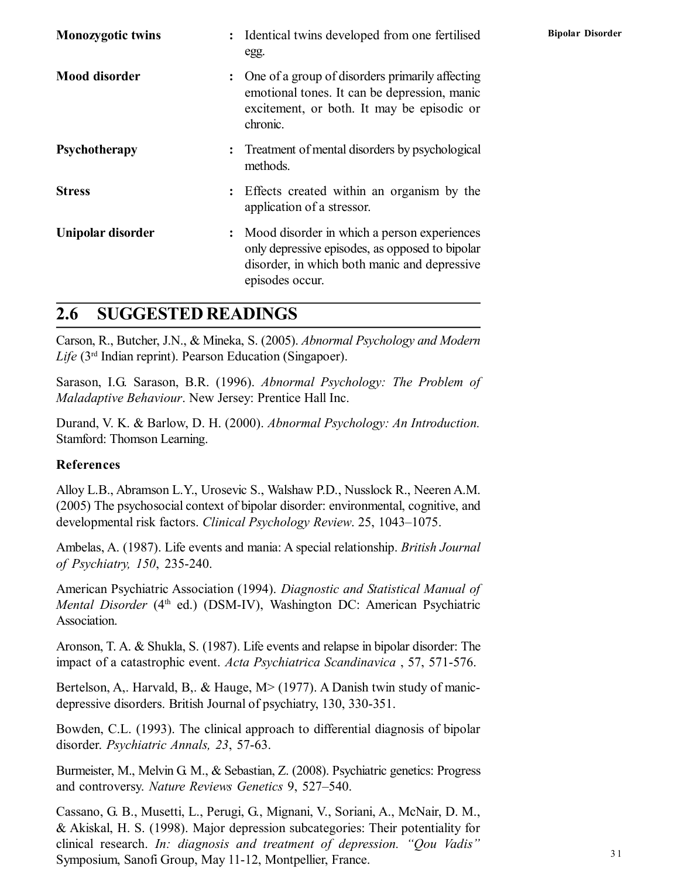**Monozygotic twins** : Identical twins developed from one fertilised egg.

**Mood disorder** : One of a group of disorders primarily affecting emotional tones. It can be depression, manic excitement, or both. It may be episodic or chronic.

**Psychotherapy** : Treatment of mental disorders by psychological methods.

**Stress** : Effects created within an organism by the application of a stressor.

**Unipolar disorder** : Mood disorder in which a person experiences only depressive episodes, as opposed to bipolar disorder, in which both manic and depressive episodes occur.

## 2.6 SUGGESTED READINGS

Carson, R., Butcher, J.N., & Mineka, S. (2005). *Abnormal Psychology and Modern Life* (3rd Indian reprint). Pearson Education (Singapoer).

Sarason, I.G. Sarason, B.R. (1996). *Abnormal Psychology: The Problem of Maladaptive Behaviour*. New Jersey: Prentice Hall Inc.

Durand, V. K. & Barlow, D. H. (2000). *Abnormal Psychology: An Introduction.* Stamford: Thomson Learning.

### References

Alloy L.B., Abramson L.Y., Urosevic S., Walshaw P.D., Nusslock R., Neeren A.M. (2005) The psychosocial context of bipolar disorder: environmental, cognitive, and developmental risk factors. *Clinical Psychology Review*. 25, 1043–1075.

Ambelas, A. (1987). Life events and mania: A special relationship. *British Journal of Psychiatry, 150*, 235-240.

American Psychiatric Association (1994). *Diagnostic and Statistical Manual of Mental Disorder* (4th ed.) (DSM-IV), Washington DC: American Psychiatric Association.

Aronson, T. A. & Shukla, S. (1987). Life events and relapse in bipolar disorder: The impact of a catastrophic event. *Acta Psychiatrica Scandinavica* , 57, 571-576.

Bertelson, A,. Harvald, B,. & Hauge, M> (1977). A Danish twin study of manic-depressive disorders. British Journal of psychiatry, 130, 330-351.

Bowden, C.L. (1993). The clinical approach to differential diagnosis of bipolar disorder. *Psychiatric Annals, 23*, 57-63.

Burmeister, M., Melvin G. M., & Sebastian, Z. (2008). Psychiatric genetics: Progress and controversy. *Nature Reviews Genetics* 9, 527–540.

Cassano, G. B., Musetti, L., Perugi, G., Mignani, V., Soriani, A., McNair, D. M., & Akiskal, H. S. (1998). Major depression subcategories: Their potentiality for clinical research. *In: diagnosis and treatment of depression. "Qou Vadis"* Symposium, Sanofi Group, May 11-12, Montpellier, France.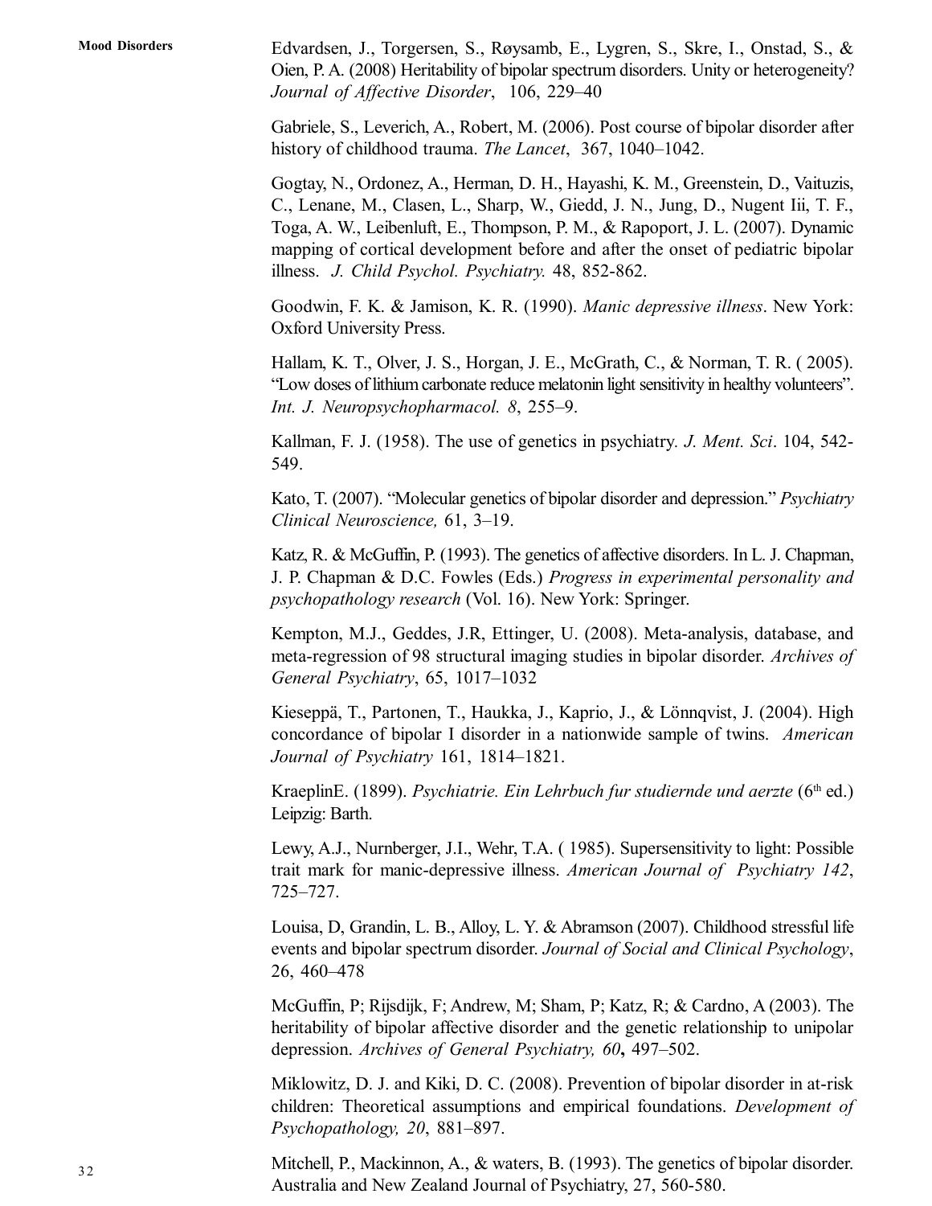Edvardsen, J., Torgersen, S., Røysamb, E., Lygren, S., Skre, I., Onstad, S., & Oien, P. A. (2008) Heritability of bipolar spectrum disorders. Unity or heterogeneity? *Journal of Affective Disorder*, 106, 229–40

Gabriele, S., Leverich, A., Robert, M. (2006). Post course of bipolar disorder after history of childhood trauma. *The Lancet*, 367, 1040–1042.

Gogtay, N., Ordonez, A., Herman, D. H., Hayashi, K. M., Greenstein, D., Vaituzis, C., Lenane, M., Clasen, L., Sharp, W., Giedd, J. N., Jung, D., Nugent Iii, T. F., Toga, A. W., Leibenluft, E., Thompson, P. M., & Rapoport, J. L. (2007). Dynamic mapping of cortical development before and after the onset of pediatric bipolar illness. *J. Child Psychol. Psychiatry.* 48, 852-862.

Goodwin, F. K. & Jamison, K. R. (1990). *Manic depressive illness*. New York: Oxford University Press.

Hallam, K. T., Olver, J. S., Horgan, J. E., McGrath, C., & Norman, T. R. ( 2005). "Low doses of lithium carbonate reduce melatonin light sensitivity in healthy volunteers". *Int. J. Neuropsychopharmacol. 8*, 255–9.

Kallman, F. J. (1958). The use of genetics in psychiatry. *J. Ment. Sci*. 104, 542-549.

Kato, T. (2007). "Molecular genetics of bipolar disorder and depression." *Psychiatry Clinical Neuroscience,* 61, 3–19.

Katz, R. & McGuffin, P. (1993). The genetics of affective disorders. In L. J. Chapman, J. P. Chapman & D.C. Fowles (Eds.) *Progress in experimental personality and psychopathology research* (Vol. 16). New York: Springer.

Kempton, M.J., Geddes, J.R, Ettinger, U. (2008). Meta-analysis, database, and meta-regression of 98 structural imaging studies in bipolar disorder. *Archives of General Psychiatry*, 65, 1017–1032

Kieseppä, T., Partonen, T., Haukka, J., Kaprio, J., & Lönnqvist, J. (2004). High concordance of bipolar I disorder in a nationwide sample of twins. *American Journal of Psychiatry* 161, 1814–1821.

KraeplinE. (1899). *Psychiatrie. Ein Lehrbuch fur studiernde und aerzte* (6th ed.) Leipzig: Barth.

Lewy, A.J., Nurnberger, J.I., Wehr, T.A. ( 1985). Supersensitivity to light: Possible trait mark for manic-depressive illness. *American Journal of Psychiatry 142*, 725–727.

Louisa, D, Grandin, L. B., Alloy, L. Y. & Abramson (2007). Childhood stressful life events and bipolar spectrum disorder. *Journal of Social and Clinical Psychology*, 26, 460–478

McGuffin, P; Rijsdijk, F; Andrew, M; Sham, P; Katz, R; & Cardno, A (2003). The heritability of bipolar affective disorder and the genetic relationship to unipolar depression. *Archives of General Psychiatry, 60***,** 497–502.

Miklowitz, D. J. and Kiki, D. C. (2008). Prevention of bipolar disorder in at-risk children: Theoretical assumptions and empirical foundations. *Development of Psychopathology, 20*, 881–897.

Mitchell, P., Mackinnon, A., & waters, B. (1993). The genetics of bipolar disorder. Australia and New Zealand Journal of Psychiatry, 27, 560-580.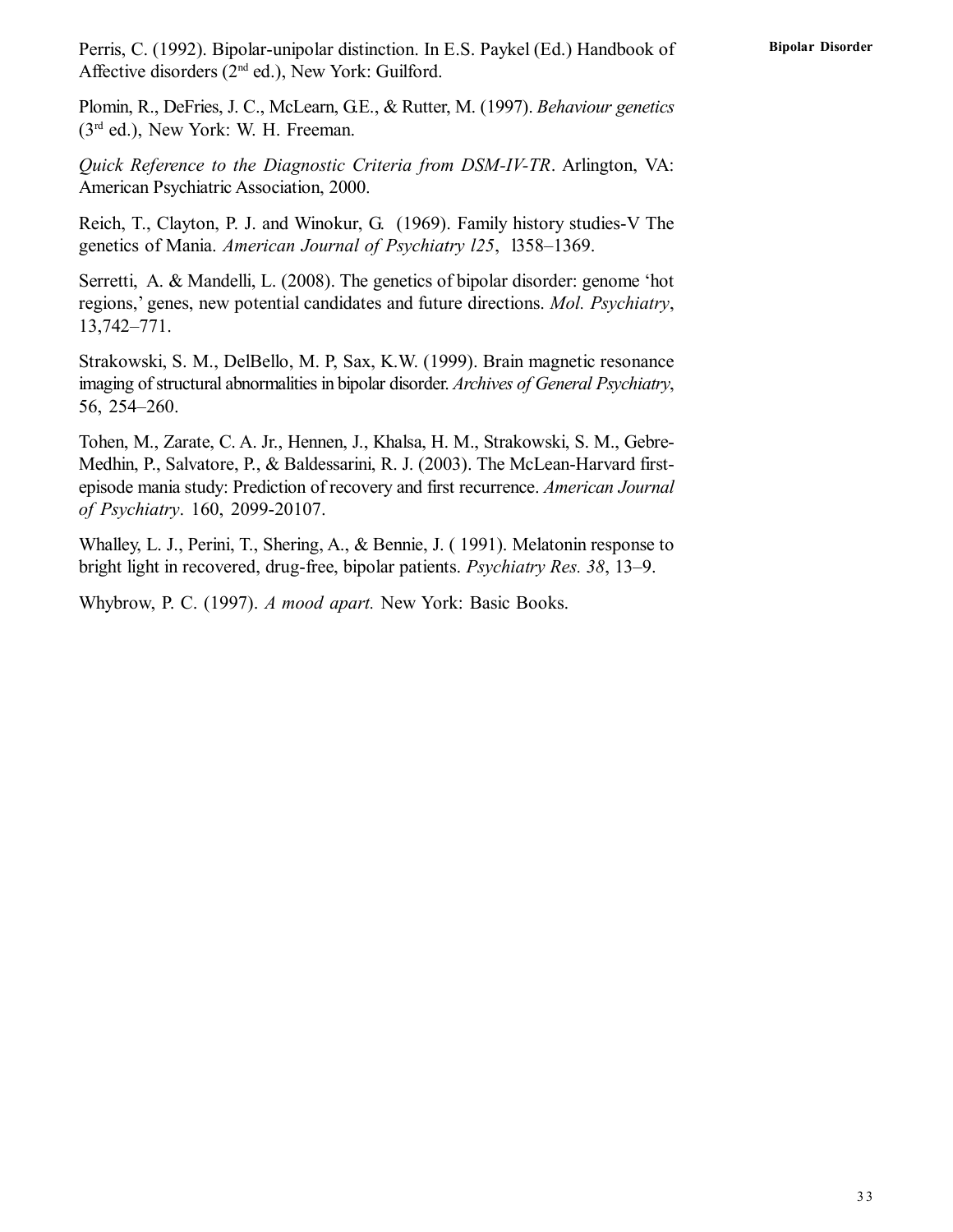Perris, C. (1992). Bipolar-unipolar distinction. In E.S. Paykel (Ed.) Handbook of Affective disorders (2nd ed.), New York: Guilford.

Plomin, R., DeFries, J. C., McLearn, G.E., & Rutter, M. (1997). *Behaviour genetics* (3rd ed.), New York: W. H. Freeman.

*Quick Reference to the Diagnostic Criteria from DSM-IV-TR*. Arlington, VA: American Psychiatric Association, 2000.

Reich, T., Clayton, P. J. and Winokur, G. (1969). Family history studies-V The genetics of Mania. *American Journal of Psychiatry l25*, l358–1369.

Serretti, A. & Mandelli, L. (2008). The genetics of bipolar disorder: genome 'hot regions,' genes, new potential candidates and future directions. *Mol. Psychiatry*, 13,742–771.

Strakowski, S. M., DelBello, M. P, Sax, K.W. (1999). Brain magnetic resonance imaging of structural abnormalities in bipolar disorder. *Archives of General Psychiatry*, 56, 254–260.

Tohen, M., Zarate, C. A. Jr., Hennen, J., Khalsa, H. M., Strakowski, S. M., Gebre-Medhin, P., Salvatore, P., & Baldessarini, R. J. (2003). The McLean-Harvard first-episode mania study: Prediction of recovery and first recurrence. *American Journal of Psychiatry*. 160, 2099-20107.

Whalley, L. J., Perini, T., Shering, A., & Bennie, J. ( 1991). Melatonin response to bright light in recovered, drug-free, bipolar patients. *Psychiatry Res. 38*, 13–9.

Whybrow, P. C. (1997). *A mood apart.* New York: Basic Books.